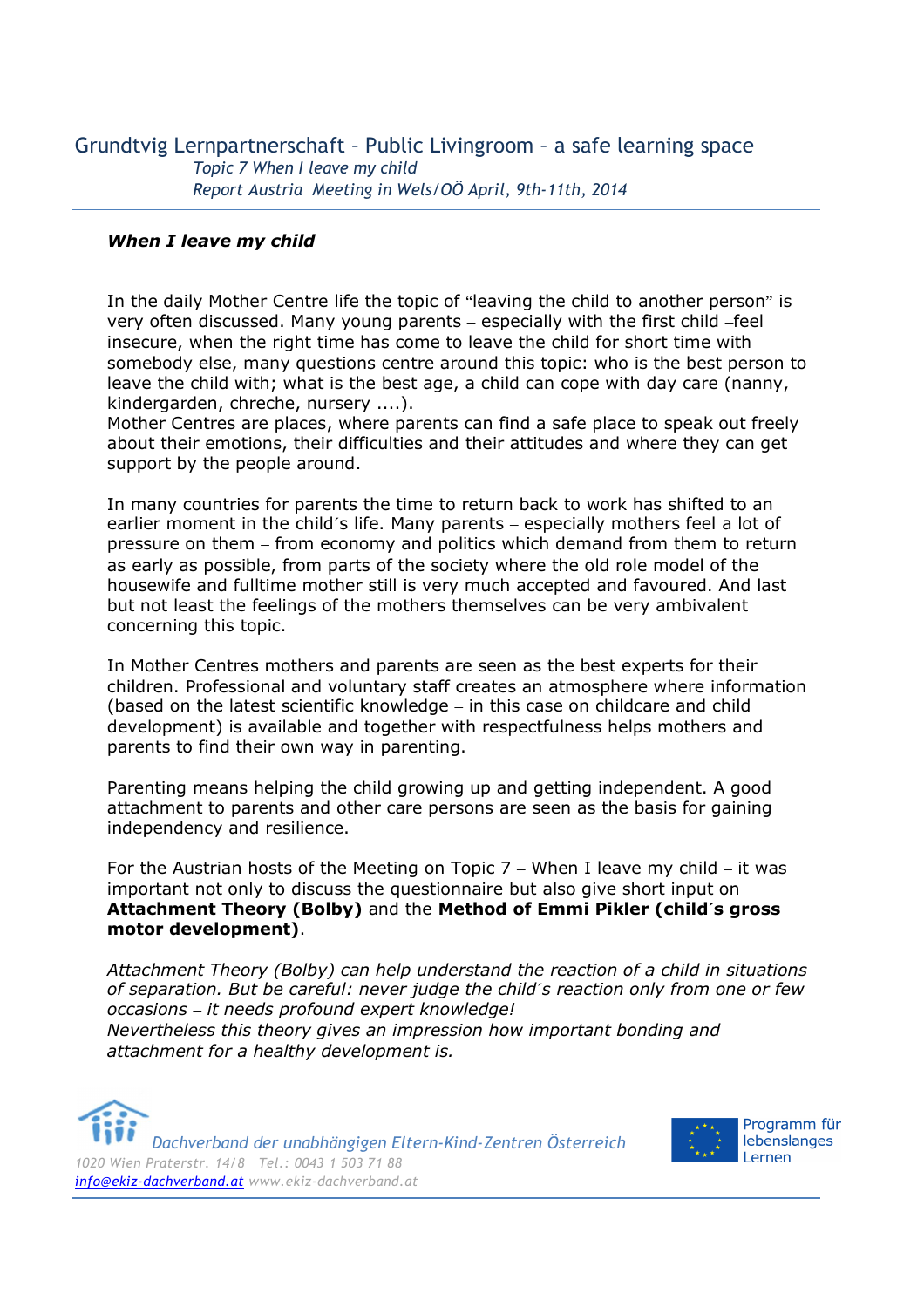Grundtvig Lernpartnerschaft – Public Livingroom – a safe learning space

*Topic 7 When I leave my child*
*Report Austria Meeting in Wels/OÖ April, 9th-11th, 2014*

## *When I leave my child*

In the daily Mother Centre life the topic of "leaving the child to another person" is very often discussed. Many young parents – especially with the first child –feel insecure, when the right time has come to leave the child for short time with somebody else, many questions centre around this topic: who is the best person to leave the child with; what is the best age, a child can cope with day care (nanny, kindergarden, chreche, nursery ....).
Mother Centres are places, where parents can find a safe place to speak out freely about their emotions, their difficulties and their attitudes and where they can get support by the people around.

In many countries for parents the time to return back to work has shifted to an earlier moment in the child´s life. Many parents – especially mothers feel a lot of pressure on them – from economy and politics which demand from them to return as early as possible, from parts of the society where the old role model of the housewife and fulltime mother still is very much accepted and favoured. And last but not least the feelings of the mothers themselves can be very ambivalent concerning this topic.

In Mother Centres mothers and parents are seen as the best experts for their children. Professional and voluntary staff creates an atmosphere where information (based on the latest scientific knowledge – in this case on childcare and child development) is available and together with respectfulness helps mothers and parents to find their own way in parenting.

Parenting means helping the child growing up and getting independent. A good attachment to parents and other care persons are seen as the basis for gaining independency and resilience.

For the Austrian hosts of the Meeting on Topic 7 – When I leave my child – it was important not only to discuss the questionnaire but also give short input on **Attachment Theory (Bolby)** and the **Method of Emmi Pikler (child´s gross motor development)**.

*Attachment Theory (Bolby) can help understand the reaction of a child in situations of separation. But be careful: never judge the child´s reaction only from one or few occasions – it needs profound expert knowledge!*
*Nevertheless this theory gives an impression how important bonding and attachment for a healthy development is.*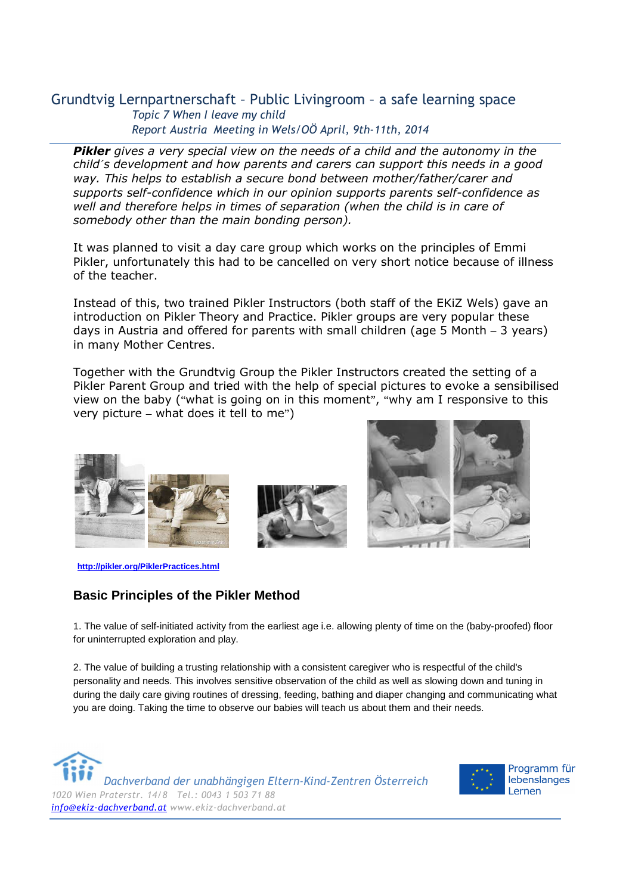*Pikler gives a very special view on the needs of a child and the autonomy in the child´s development and how parents and carers can support this needs in a good way. This helps to establish a secure bond between mother/father/carer and supports self-confidence which in our opinion supports parents self-confidence as well and therefore helps in times of separation (when the child is in care of somebody other than the main bonding person).*

It was planned to visit a day care group which works on the principles of Emmi Pikler, unfortunately this had to be cancelled on very short notice because of illness of the teacher.

Instead of this, two trained Pikler Instructors (both staff of the EKiZ Wels) gave an introduction on Pikler Theory and Practice. Pikler groups are very popular these days in Austria and offered for parents with small children (age 5 Month – 3 years) in many Mother Centres.

Together with the Grundtvig Group the Pikler Instructors created the setting of a Pikler Parent Group and tried with the help of special pictures to evoke a sensibilised view on the baby ("what is going on in this moment", "why am I responsive to this very picture – what does it tell to me")

http://pikler.org/PiklerPractices.html

## Basic Principles of the Pikler Method

1. The value of self-initiated activity from the earliest age i.e. allowing plenty of time on the (baby-proofed) floor for uninterrupted exploration and play.

2. The value of building a trusting relationship with a consistent caregiver who is respectful of the child's personality and needs. This involves sensitive observation of the child as well as slowing down and tuning in during the daily care giving routines of dressing, feeding, bathing and diaper changing and communicating what you are doing. Taking the time to observe our babies will teach us about them and their needs.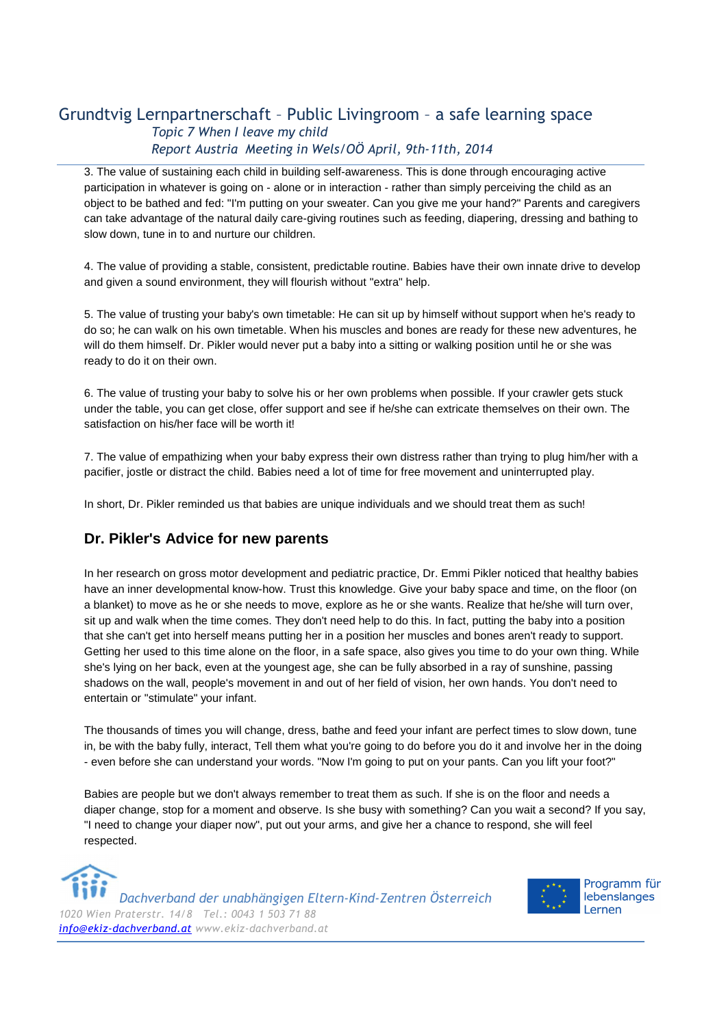3. The value of sustaining each child in building self-awareness. This is done through encouraging active participation in whatever is going on - alone or in interaction - rather than simply perceiving the child as an object to be bathed and fed: "I'm putting on your sweater. Can you give me your hand?" Parents and caregivers can take advantage of the natural daily care-giving routines such as feeding, diapering, dressing and bathing to slow down, tune in to and nurture our children.

4. The value of providing a stable, consistent, predictable routine. Babies have their own innate drive to develop and given a sound environment, they will flourish without "extra" help.

5. The value of trusting your baby's own timetable: He can sit up by himself without support when he's ready to do so; he can walk on his own timetable. When his muscles and bones are ready for these new adventures, he will do them himself. Dr. Pikler would never put a baby into a sitting or walking position until he or she was ready to do it on their own.

6. The value of trusting your baby to solve his or her own problems when possible. If your crawler gets stuck under the table, you can get close, offer support and see if he/she can extricate themselves on their own. The satisfaction on his/her face will be worth it!

7. The value of empathizing when your baby express their own distress rather than trying to plug him/her with a pacifier, jostle or distract the child. Babies need a lot of time for free movement and uninterrupted play.

In short, Dr. Pikler reminded us that babies are unique individuals and we should treat them as such!

## Dr. Pikler's Advice for new parents

In her research on gross motor development and pediatric practice, Dr. Emmi Pikler noticed that healthy babies have an inner developmental know-how. Trust this knowledge. Give your baby space and time, on the floor (on a blanket) to move as he or she needs to move, explore as he or she wants. Realize that he/she will turn over, sit up and walk when the time comes. They don't need help to do this. In fact, putting the baby into a position that she can't get into herself means putting her in a position her muscles and bones aren't ready to support. Getting her used to this time alone on the floor, in a safe space, also gives you time to do your own thing. While she's lying on her back, even at the youngest age, she can be fully absorbed in a ray of sunshine, passing shadows on the wall, people's movement in and out of her field of vision, her own hands. You don't need to entertain or "stimulate" your infant.

The thousands of times you will change, dress, bathe and feed your infant are perfect times to slow down, tune in, be with the baby fully, interact, Tell them what you're going to do before you do it and involve her in the doing - even before she can understand your words. "Now I'm going to put on your pants. Can you lift your foot?"

Babies are people but we don't always remember to treat them as such. If she is on the floor and needs a diaper change, stop for a moment and observe. Is she busy with something? Can you wait a second? If you say, "I need to change your diaper now", put out your arms, and give her a chance to respond, she will feel respected.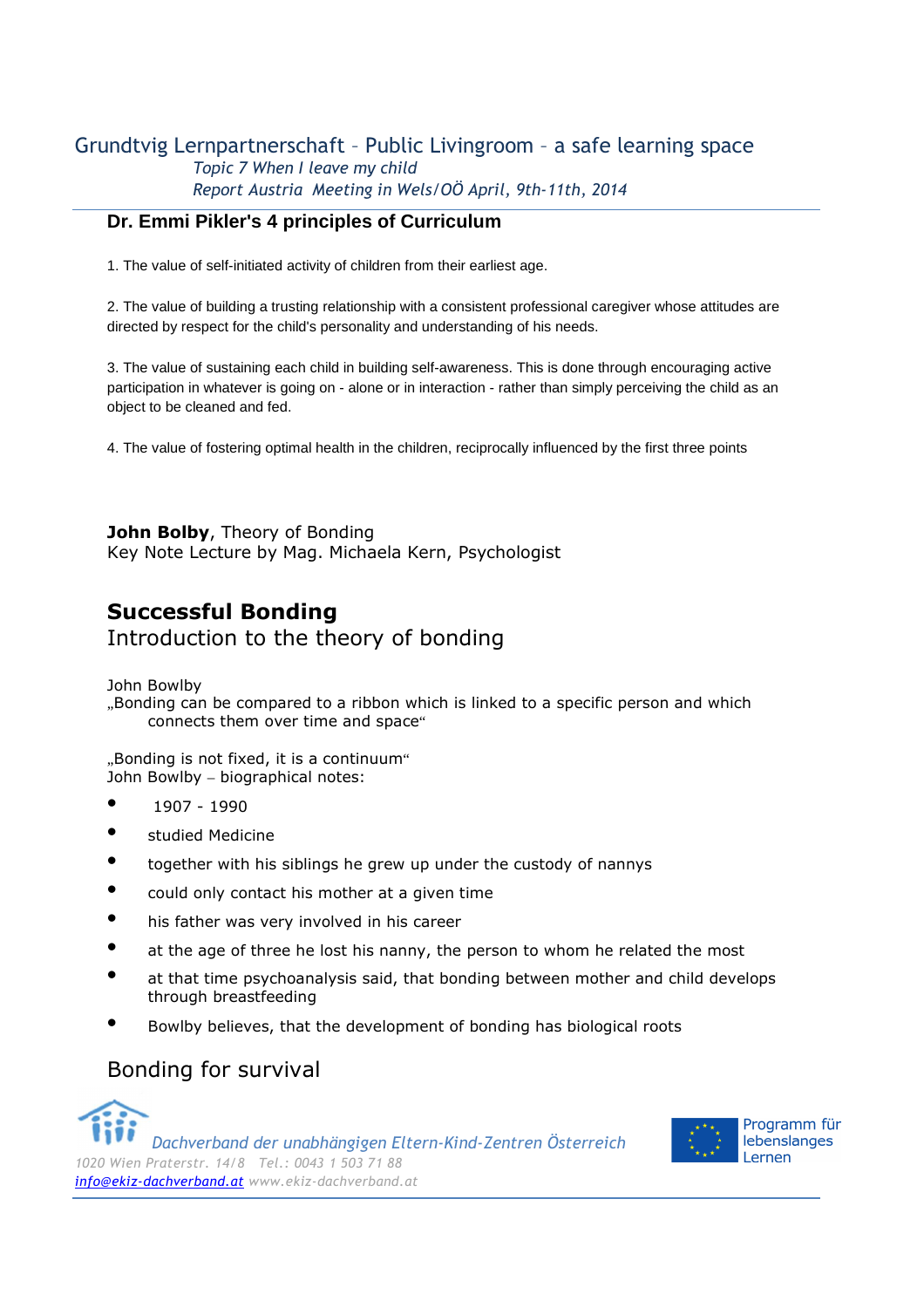## Dr. Emmi Pikler's 4 principles of Curriculum

1. The value of self-initiated activity of children from their earliest age.

2. The value of building a trusting relationship with a consistent professional caregiver whose attitudes are directed by respect for the child's personality and understanding of his needs.

3. The value of sustaining each child in building self-awareness. This is done through encouraging active participation in whatever is going on - alone or in interaction - rather than simply perceiving the child as an object to be cleaned and fed.

4. The value of fostering optimal health in the children, reciprocally influenced by the first three points

**John Bolby**, Theory of Bonding
Key Note Lecture by Mag. Michaela Kern, Psychologist

## Successful Bonding

### Introduction to the theory of bonding

John Bowlby
„Bonding can be compared to a ribbon which is linked to a specific person and which connects them over time and space“

„Bonding is not fixed, it is a continuum“
John Bowlby – biographical notes:

- 1907 - 1990
- studied Medicine
- together with his siblings he grew up under the custody of nannys
- could only contact his mother at a given time
- his father was very involved in his career
- at the age of three he lost his nanny, the person to whom he related the most
- at that time psychoanalysis said, that bonding between mother and child develops through breastfeeding
- Bowlby believes, that the development of bonding has biological roots

### Bonding for survival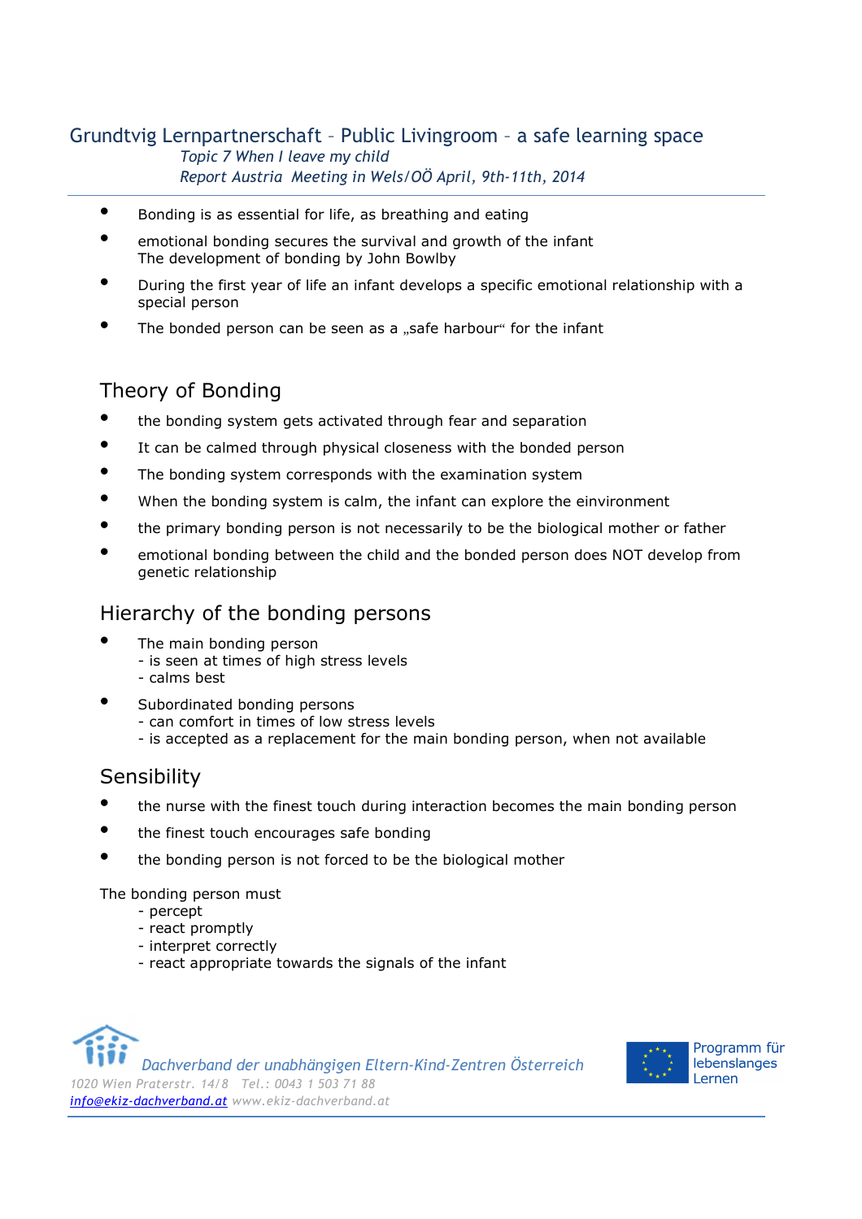## Grundtvig Lernpartnerschaft – Public Livingroom – a safe learning space

*Topic 7 When I leave my child*
*Report Austria Meeting in Wels/OÖ April, 9th-11th, 2014*

- Bonding is as essential for life, as breathing and eating
- emotional bonding secures the survival and growth of the infant
  The development of bonding by John Bowlby
- During the first year of life an infant develops a specific emotional relationship with a special person
- The bonded person can be seen as a „safe harbour“ for the infant

## Theory of Bonding

- the bonding system gets activated through fear and separation
- It can be calmed through physical closeness with the bonded person
- The bonding system corresponds with the examination system
- When the bonding system is calm, the infant can explore the eínvironment
- the primary bonding person is not necessarily to be the biological mother or father
- emotional bonding between the child and the bonded person does NOT develop from genetic relationship

## Hierarchy of the bonding persons

- The main bonding person
  - is seen at times of high stress levels
  - calms best
- Subordinated bonding persons
  - can comfort in times of low stress levels
  - is accepted as a replacement for the main bonding person, when not available

## Sensibility

- the nurse with the finest touch during interaction becomes the main bonding person
- the finest touch encourages safe bonding
- the bonding person is not forced to be the biological mother

The bonding person must
- percept
- react promptly
- interpret correctly
- react appropriate towards the signals of the infant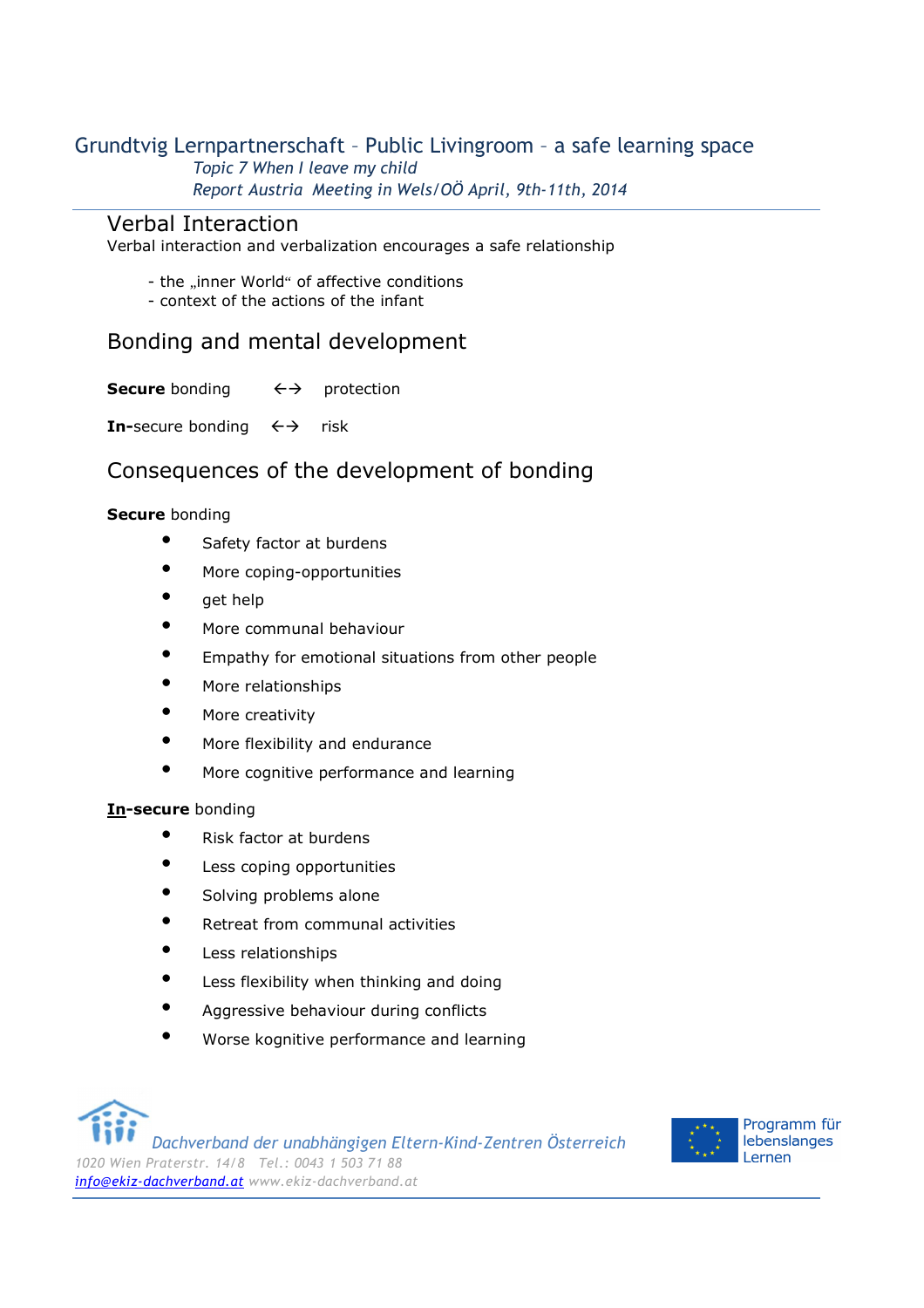## Verbal Interaction

Verbal interaction and verbalization encourages a safe relationship

- the „inner World“ of affective conditions
- context of the actions of the infant

## Bonding and mental development

**Secure** bonding ←→ protection

**In-**secure bonding ←→ risk

## Consequences of the development of bonding

**Secure** bonding

- Safety factor at burdens
- More coping-opportunities
- get help
- More communal behaviour
- Empathy for emotional situations from other people
- More relationships
- More creativity
- More flexibility and endurance
- More cognitive performance and learning

**In-secure** bonding

- Risk factor at burdens
- Less coping opportunities
- Solving problems alone
- Retreat from communal activities
- Less relationships
- Less flexibility when thinking and doing
- Aggressive behaviour during conflicts
- Worse kognitive performance and learning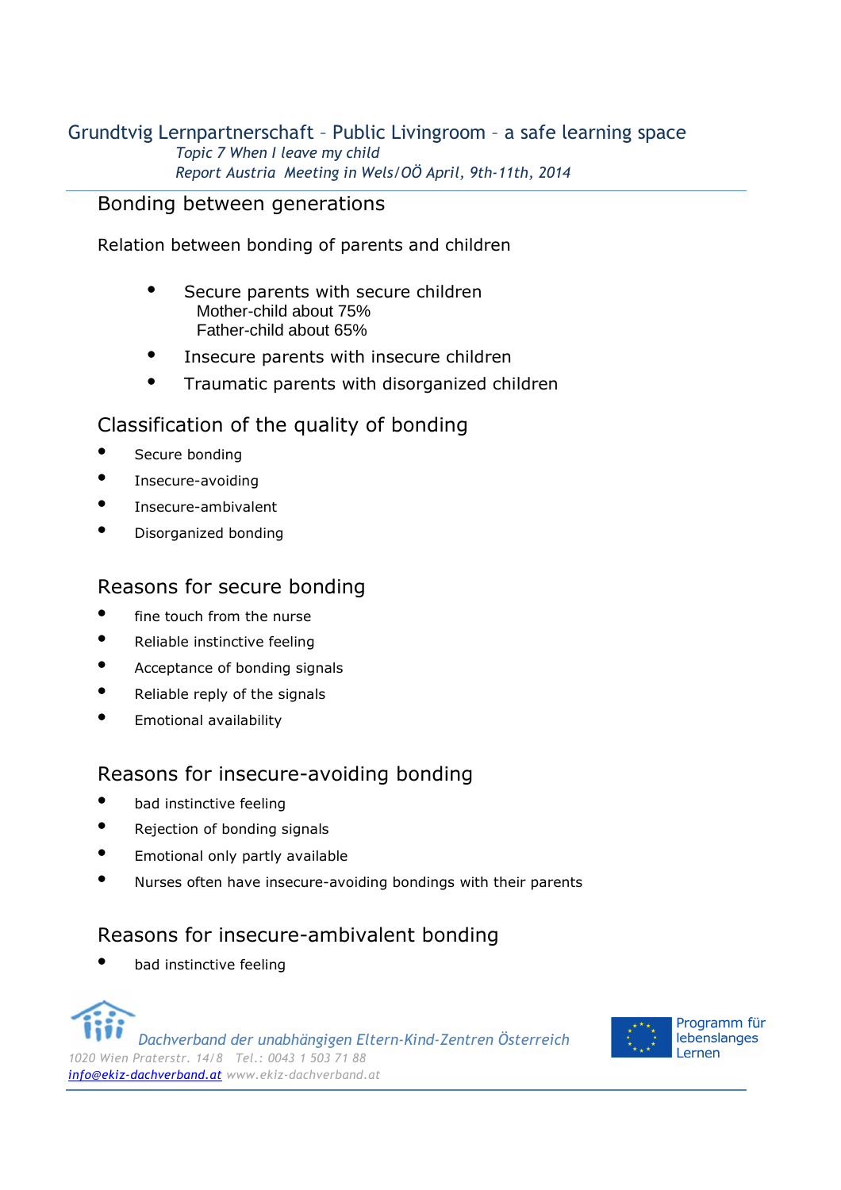## Bonding between generations

Relation between bonding of parents and children

- Secure parents with secure children
  Mother-child about 75%
  Father-child about 65%
- Insecure parents with insecure children
- Traumatic parents with disorganized children

## Classification of the quality of bonding

- Secure bonding
- Insecure-avoiding
- Insecure-ambivalent
- Disorganized bonding

## Reasons for secure bonding

- fine touch from the nurse
- Reliable instinctive feeling
- Acceptance of bonding signals
- Reliable reply of the signals
- Emotional availability

## Reasons for insecure-avoiding bonding

- bad instinctive feeling
- Rejection of bonding signals
- Emotional only partly available
- Nurses often have insecure-avoiding bondings with their parents

## Reasons for insecure-ambivalent bonding

- bad instinctive feeling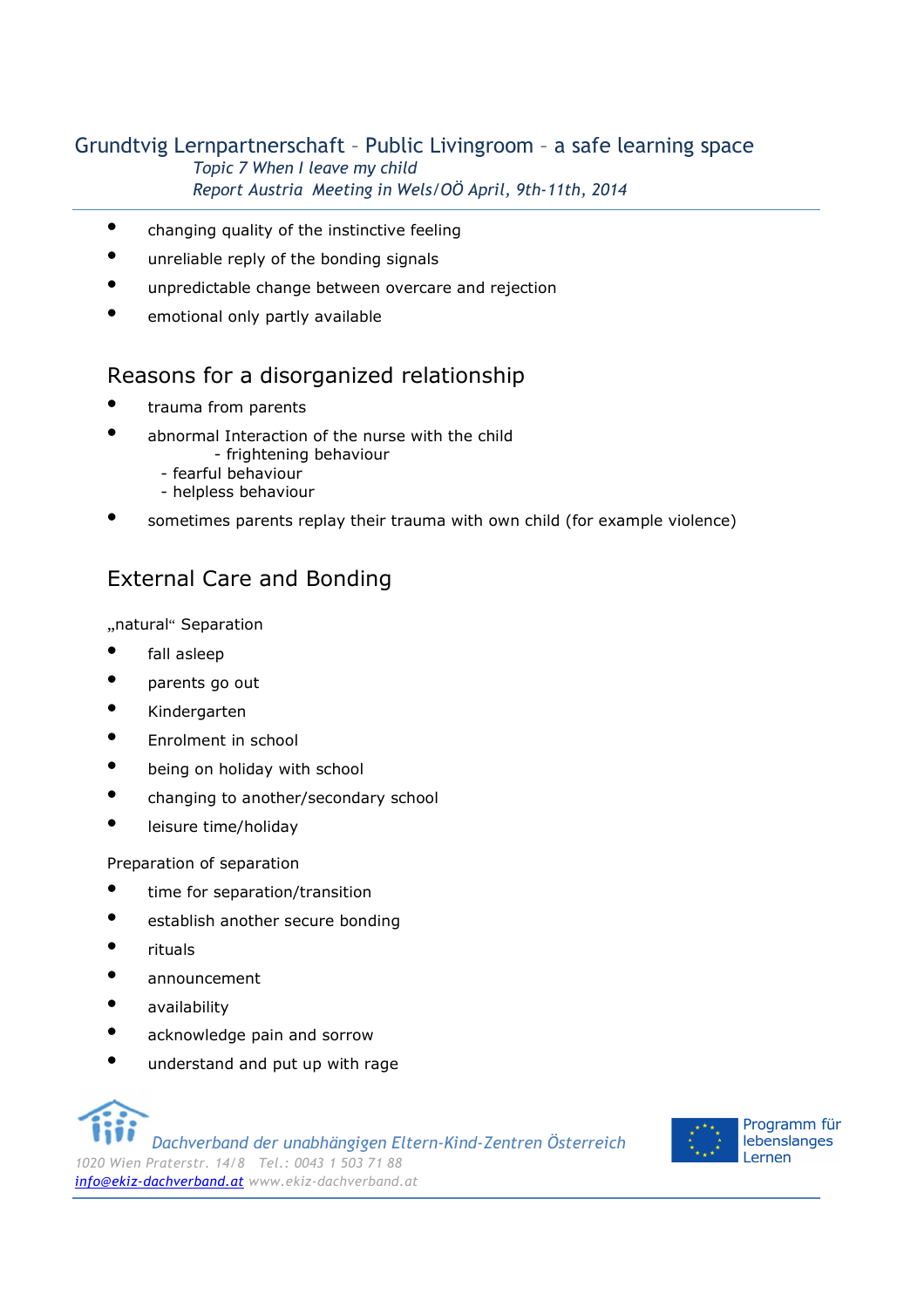- changing quality of the instinctive feeling
- unreliable reply of the bonding signals
- unpredictable change between overcare and rejection
- emotional only partly available

## Reasons for a disorganized relationship

- trauma from parents
- abnormal Interaction of the nurse with the child
  - frightening behaviour
  - fearful behaviour
  - helpless behaviour
- sometimes parents replay their trauma with own child (for example violence)

## External Care and Bonding

„natural“ Separation

- fall asleep
- parents go out
- Kindergarten
- Enrolment in school
- being on holiday with school
- changing to another/secondary school
- leisure time/holiday

Preparation of separation

- time for separation/transition
- establish another secure bonding
- rituals
- announcement
- availability
- acknowledge pain and sorrow
- understand and put up with rage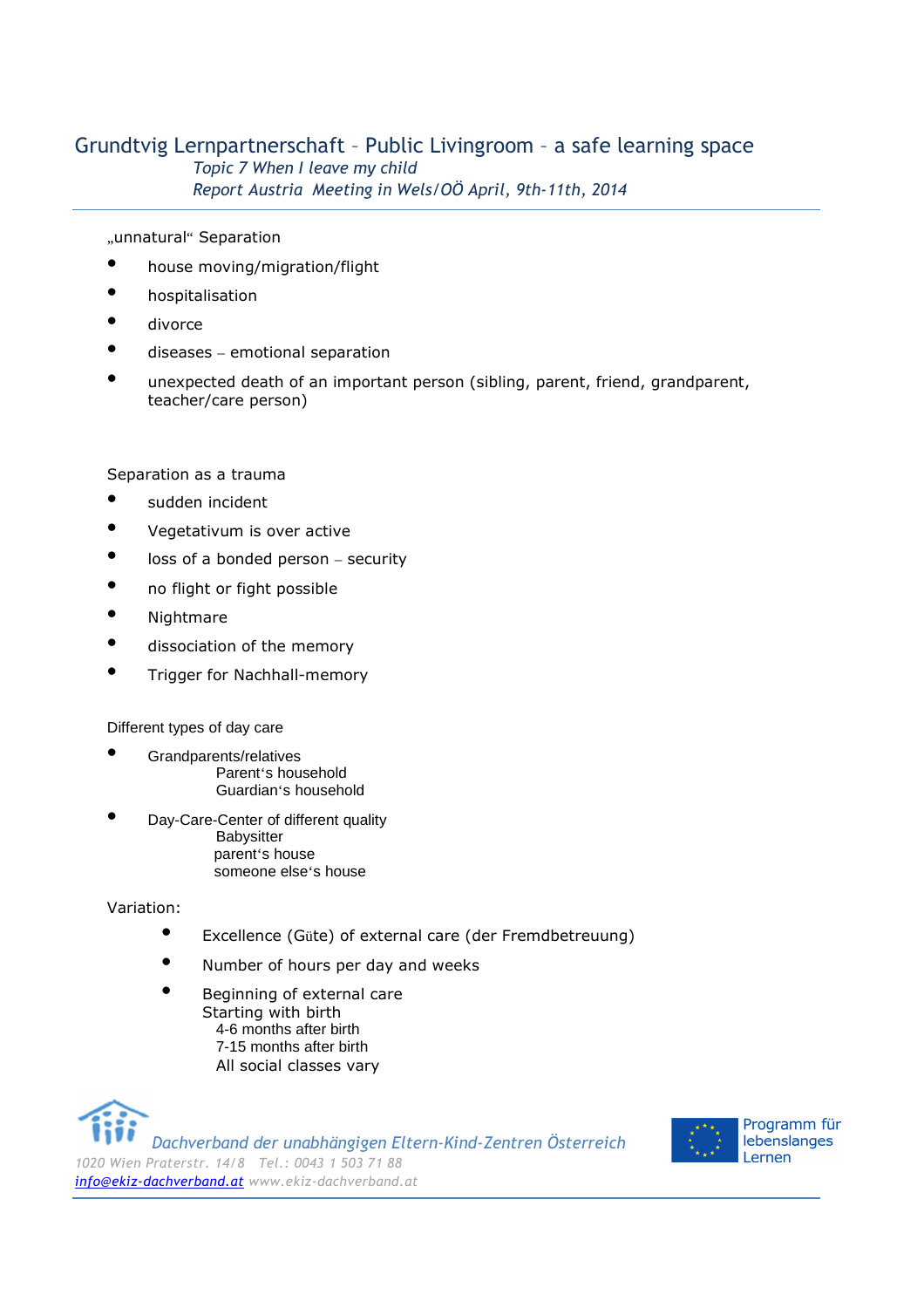## Grundtvig Lernpartnerschaft – Public Livingroom – a safe learning space

*Topic 7 When I leave my child*

*Report Austria Meeting in Wels/OÖ April, 9th-11th, 2014*

„unnatural“ Separation

- house moving/migration/flight
- hospitalisation
- divorce
- diseases – emotional separation
- unexpected death of an important person (sibling, parent, friend, grandparent, teacher/care person)

Separation as a trauma

- sudden incident
- Vegetativum is over active
- loss of a bonded person – security
- no flight or fight possible
- Nightmare
- dissociation of the memory
- Trigger for Nachhall-memory

Different types of day care

- Grandparents/relatives
  - Parent‘s household
  - Guardian‘s household
- Day-Care-Center of different quality
  - Babysitter
  - parent‘s house
  - someone else‘s house

Variation:

- Excellence (Güte) of external care (der Fremdbetreuung)
- Number of hours per day and weeks
- Beginning of external care
  Starting with birth
  - 4-6 months after birth
  - 7-15 months after birth
  - All social classes vary

Dachverband der unabhängigen Eltern-Kind-Zentren Österreich
1020 Wien Praterstr. 14/8 Tel.: 0043 1 503 71 88
info@ekiz-dachverband.at www.ekiz-dachverband.at

Programm für lebenslanges Lernen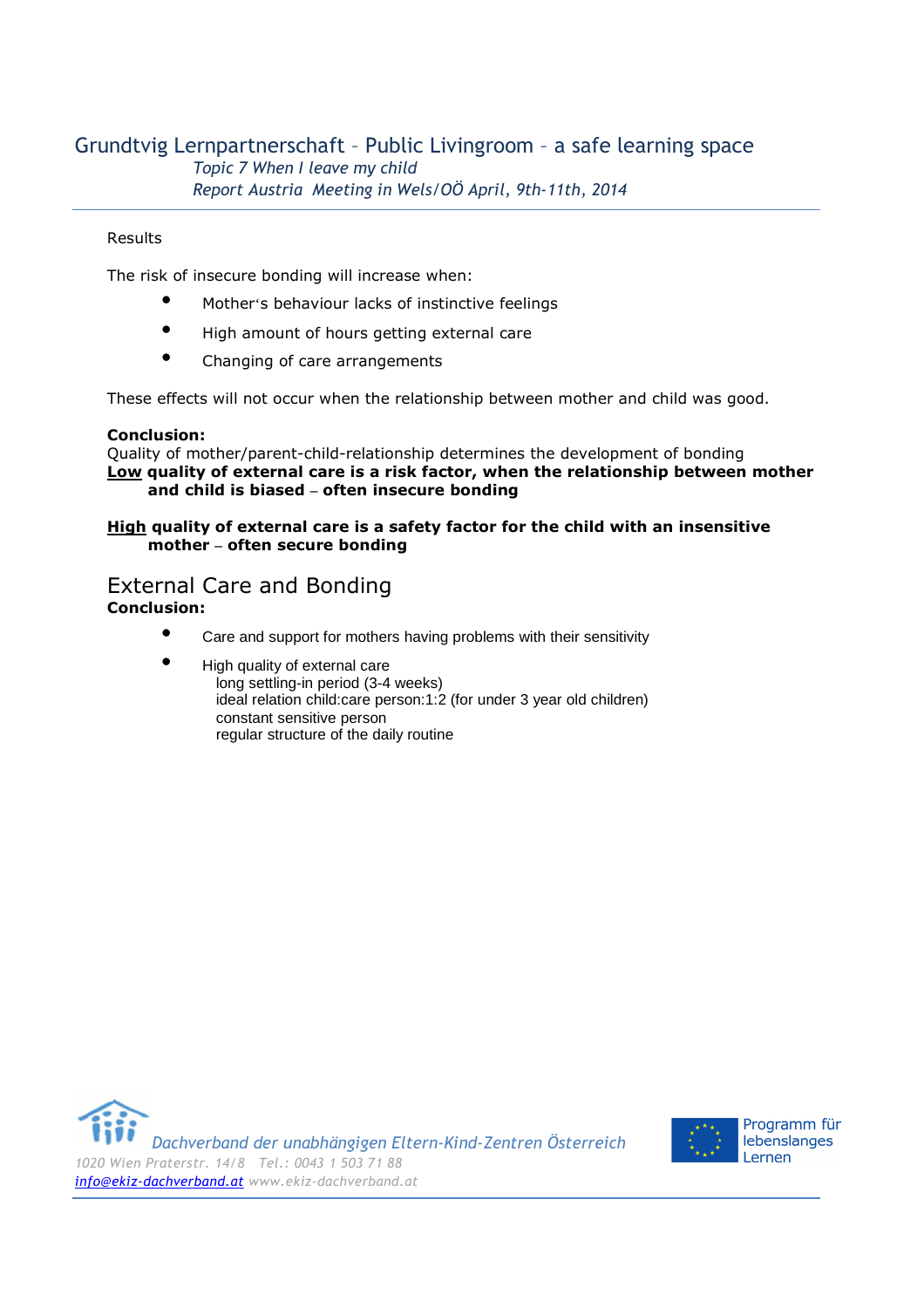Results

The risk of insecure bonding will increase when:

- Mother's behaviour lacks of instinctive feelings
- High amount of hours getting external care
- Changing of care arrangements

These effects will not occur when the relationship between mother and child was good.

**Conclusion:**
Quality of mother/parent-child-relationship determines the development of bonding
**<u>Low</u> quality of external care is a risk factor, when the relationship between mother and child is biased – often insecure bonding**

**<u>High</u> quality of external care is a safety factor for the child with an insensitive mother – often secure bonding**

## External Care and Bonding

**Conclusion:**

- Care and support for mothers having problems with their sensitivity
- High quality of external care
  long settling-in period (3-4 weeks)
  ideal relation child:care person:1:2 (for under 3 year old children)
  constant sensitive person
  regular structure of the daily routine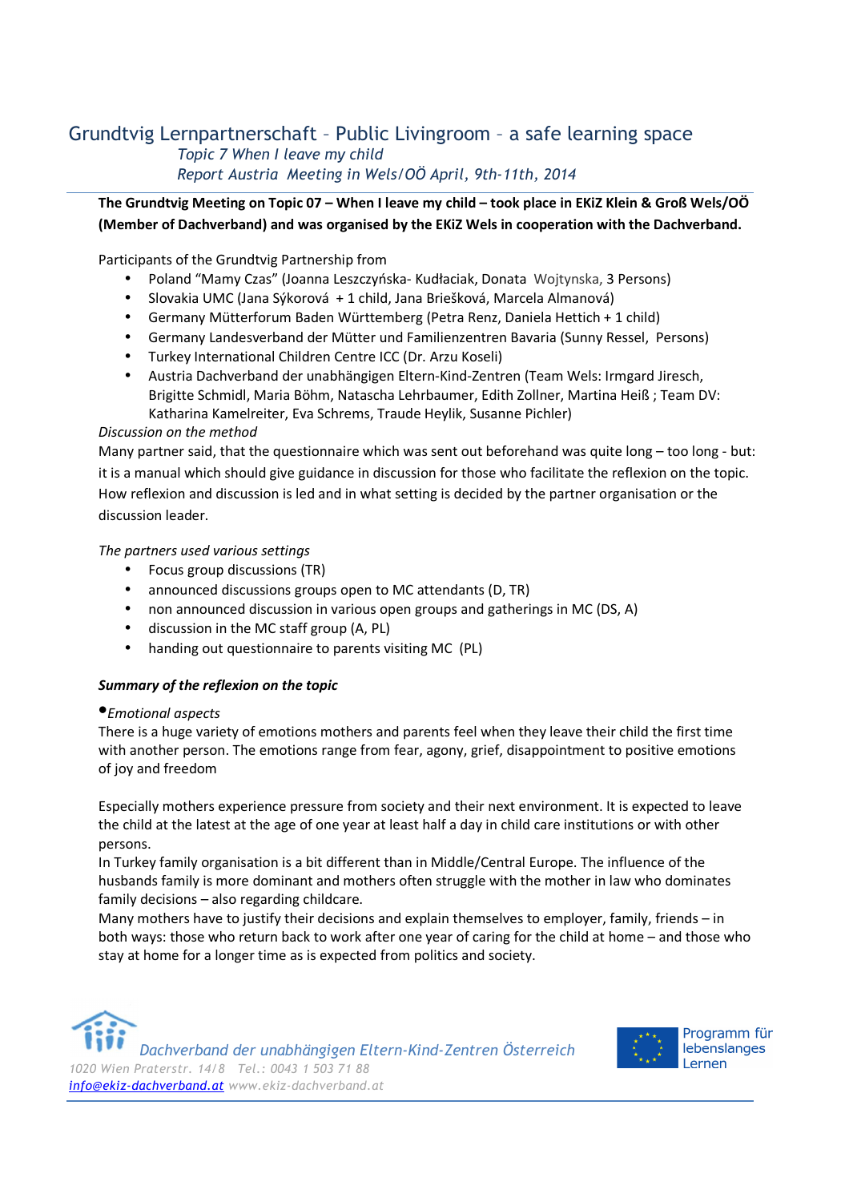## Grundtvig Lernpartnerschaft – Public Livingroom – a safe learning space

*Topic 7 When I leave my child*

*Report Austria Meeting in Wels/OÖ April, 9th-11th, 2014*

**The Grundtvig Meeting on Topic 07 – When I leave my child – took place in EKiZ Klein & Groß Wels/OÖ (Member of Dachverband) and was organised by the EKiZ Wels in cooperation with the Dachverband.**

Participants of the Grundtvig Partnership from

- Poland "Mamy Czas" (Joanna Leszczyńska- Kudłaciak, Donata Wojtynska, 3 Persons)
- Slovakia UMC (Jana Sýkorová + 1 child, Jana Briešková, Marcela Almanová)
- Germany Mütterforum Baden Württemberg (Petra Renz, Daniela Hettich + 1 child)
- Germany Landesverband der Mütter und Familienzentren Bavaria (Sunny Ressel, Persons)
- Turkey International Children Centre ICC (Dr. Arzu Koseli)
- Austria Dachverband der unabhängigen Eltern-Kind-Zentren (Team Wels: Irmgard Jiresch, Brigitte Schmidl, Maria Böhm, Natascha Lehrbaumer, Edith Zollner, Martina Heiß ; Team DV: Katharina Kamelreiter, Eva Schrems, Traude Heylik, Susanne Pichler)

*Discussion on the method*

Many partner said, that the questionnaire which was sent out beforehand was quite long – too long - but: it is a manual which should give guidance in discussion for those who facilitate the reflexion on the topic. How reflexion and discussion is led and in what setting is decided by the partner organisation or the discussion leader.

*The partners used various settings*

- Focus group discussions (TR)
- announced discussions groups open to MC attendants (D, TR)
- non announced discussion in various open groups and gatherings in MC (DS, A)
- discussion in the MC staff group (A, PL)
- handing out questionnaire to parents visiting MC (PL)

***Summary of the reflexion on the topic***

- *Emotional aspects*

There is a huge variety of emotions mothers and parents feel when they leave their child the first time with another person. The emotions range from fear, agony, grief, disappointment to positive emotions of joy and freedom

Especially mothers experience pressure from society and their next environment. It is expected to leave the child at the latest at the age of one year at least half a day in child care institutions or with other persons.

In Turkey family organisation is a bit different than in Middle/Central Europe. The influence of the husbands family is more dominant and mothers often struggle with the mother in law who dominates family decisions – also regarding childcare.

Many mothers have to justify their decisions and explain themselves to employer, family, friends – in both ways: those who return back to work after one year of caring for the child at home – and those who stay at home for a longer time as is expected from politics and society.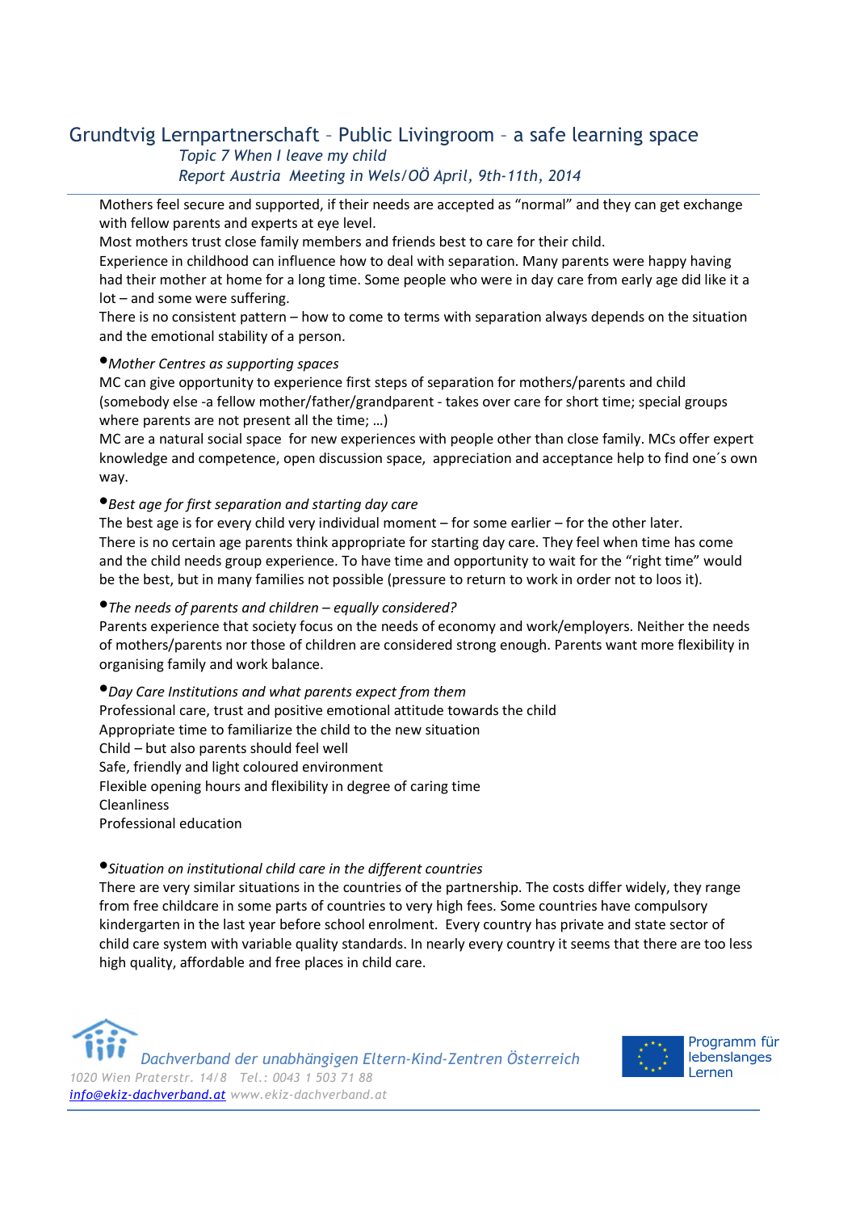Mothers feel secure and supported, if their needs are accepted as "normal" and they can get exchange with fellow parents and experts at eye level.
Most mothers trust close family members and friends best to care for their child.
Experience in childhood can influence how to deal with separation. Many parents were happy having had their mother at home for a long time. Some people who were in day care from early age did like it a lot – and some were suffering.
There is no consistent pattern – how to come to terms with separation always depends on the situation and the emotional stability of a person.

- *Mother Centres as supporting spaces*

MC can give opportunity to experience first steps of separation for mothers/parents and child (somebody else -a fellow mother/father/grandparent - takes over care for short time; special groups where parents are not present all the time; …)
MC are a natural social space for new experiences with people other than close family. MCs offer expert knowledge and competence, open discussion space, appreciation and acceptance help to find one´s own way.

- *Best age for first separation and starting day care*

The best age is for every child very individual moment – for some earlier – for the other later.
There is no certain age parents think appropriate for starting day care. They feel when time has come and the child needs group experience. To have time and opportunity to wait for the "right time" would be the best, but in many families not possible (pressure to return to work in order not to loos it).

- *The needs of parents and children – equally considered?*

Parents experience that society focus on the needs of economy and work/employers. Neither the needs of mothers/parents nor those of children are considered strong enough. Parents want more flexibility in organising family and work balance.

- *Day Care Institutions and what parents expect from them*

Professional care, trust and positive emotional attitude towards the child
Appropriate time to familiarize the child to the new situation
Child – but also parents should feel well
Safe, friendly and light coloured environment
Flexible opening hours and flexibility in degree of caring time
Cleanliness
Professional education

- *Situation on institutional child care in the different countries*

There are very similar situations in the countries of the partnership. The costs differ widely, they range from free childcare in some parts of countries to very high fees. Some countries have compulsory kindergarten in the last year before school enrolment. Every country has private and state sector of child care system with variable quality standards. In nearly every country it seems that there are too less high quality, affordable and free places in child care.